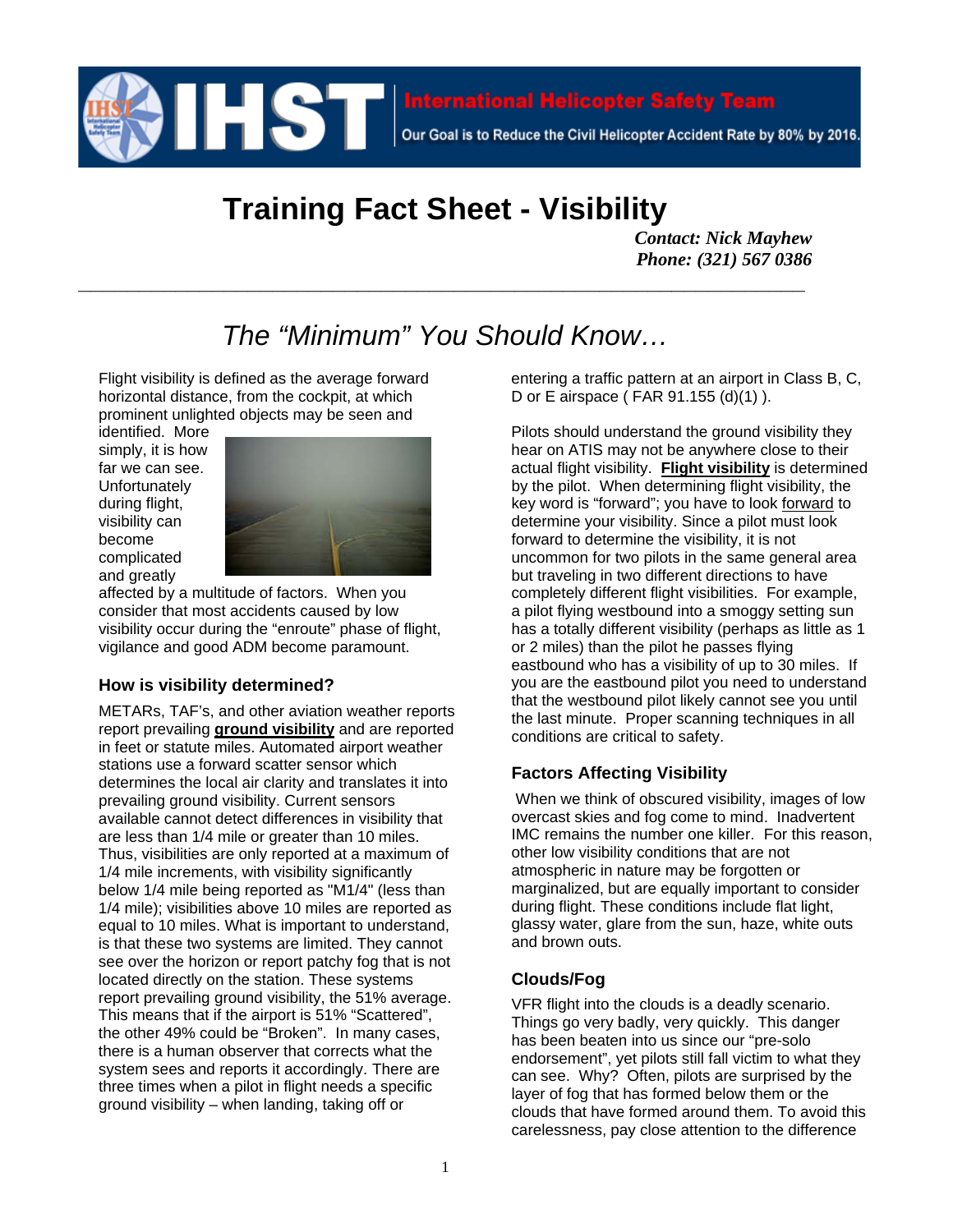International Helicopter Safety Team

Our Goal is to Reduce the Civil Helicopter Accident Rate by 80% by 2016.

# Training Fact Sheet - Visibility

***Contact: Nick Mayhew***
***Phone: (321) 567 0386***

## *The "Minimum" You Should Know…*

Flight visibility is defined as the average forward horizontal distance, from the cockpit, at which prominent unlighted objects may be seen and identified. More simply, it is how far we can see. Unfortunately during flight, visibility can become complicated and greatly affected by a multitude of factors. When you consider that most accidents caused by low visibility occur during the "enroute" phase of flight, vigilance and good ADM become paramount.

### How is visibility determined?

METARs, TAF's, and other aviation weather reports report prevailing **ground visibility** and are reported in feet or statute miles. Automated airport weather stations use a forward scatter sensor which determines the local air clarity and translates it into prevailing ground visibility. Current sensors available cannot detect differences in visibility that are less than 1/4 mile or greater than 10 miles. Thus, visibilities are only reported at a maximum of 1/4 mile increments, with visibility significantly below 1/4 mile being reported as "M1/4" (less than 1/4 mile); visibilities above 10 miles are reported as equal to 10 miles. What is important to understand, is that these two systems are limited. They cannot see over the horizon or report patchy fog that is not located directly on the station. These systems report prevailing ground visibility, the 51% average. This means that if the airport is 51% "Scattered", the other 49% could be "Broken". In many cases, there is a human observer that corrects what the system sees and reports it accordingly. There are three times when a pilot in flight needs a specific ground visibility – when landing, taking off or entering a traffic pattern at an airport in Class B, C, D or E airspace ( FAR 91.155 (d)(1) ).

Pilots should understand the ground visibility they hear on ATIS may not be anywhere close to their actual flight visibility. **Flight visibility** is determined by the pilot. When determining flight visibility, the key word is "forward"; you have to look forward to determine your visibility. Since a pilot must look forward to determine the visibility, it is not uncommon for two pilots in the same general area but traveling in two different directions to have completely different flight visibilities. For example, a pilot flying westbound into a smoggy setting sun has a totally different visibility (perhaps as little as 1 or 2 miles) than the pilot he passes flying eastbound who has a visibility of up to 30 miles. If you are the eastbound pilot you need to understand that the westbound pilot likely cannot see you until the last minute. Proper scanning techniques in all conditions are critical to safety.

### Factors Affecting Visibility

When we think of obscured visibility, images of low overcast skies and fog come to mind. Inadvertent IMC remains the number one killer. For this reason, other low visibility conditions that are not atmospheric in nature may be forgotten or marginalized, but are equally important to consider during flight. These conditions include flat light, glassy water, glare from the sun, haze, white outs and brown outs.

### Clouds/Fog

VFR flight into the clouds is a deadly scenario. Things go very badly, very quickly. This danger has been beaten into us since our "pre-solo endorsement", yet pilots still fall victim to what they can see. Why? Often, pilots are surprised by the layer of fog that has formed below them or the clouds that have formed around them. To avoid this carelessness, pay close attention to the difference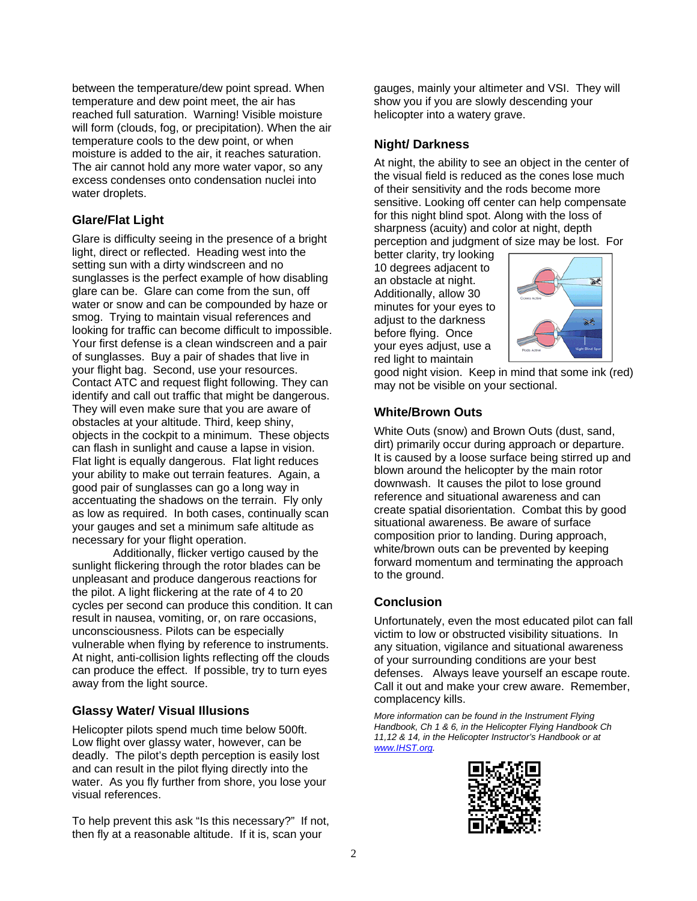between the temperature/dew point spread. When temperature and dew point meet, the air has reached full saturation. Warning! Visible moisture will form (clouds, fog, or precipitation). When the air temperature cools to the dew point, or when moisture is added to the air, it reaches saturation. The air cannot hold any more water vapor, so any excess condenses onto condensation nuclei into water droplets.

### Glare/Flat Light

Glare is difficulty seeing in the presence of a bright light, direct or reflected. Heading west into the setting sun with a dirty windscreen and no sunglasses is the perfect example of how disabling glare can be. Glare can come from the sun, off water or snow and can be compounded by haze or smog. Trying to maintain visual references and looking for traffic can become difficult to impossible. Your first defense is a clean windscreen and a pair of sunglasses. Buy a pair of shades that live in your flight bag. Second, use your resources. Contact ATC and request flight following. They can identify and call out traffic that might be dangerous. They will even make sure that you are aware of obstacles at your altitude. Third, keep shiny, objects in the cockpit to a minimum. These objects can flash in sunlight and cause a lapse in vision. Flat light is equally dangerous. Flat light reduces your ability to make out terrain features. Again, a good pair of sunglasses can go a long way in accentuating the shadows on the terrain. Fly only as low as required. In both cases, continually scan your gauges and set a minimum safe altitude as necessary for your flight operation.

Additionally, flicker vertigo caused by the sunlight flickering through the rotor blades can be unpleasant and produce dangerous reactions for the pilot. A light flickering at the rate of 4 to 20 cycles per second can produce this condition. It can result in nausea, vomiting, or, on rare occasions, unconsciousness. Pilots can be especially vulnerable when flying by reference to instruments. At night, anti-collision lights reflecting off the clouds can produce the effect. If possible, try to turn eyes away from the light source.

### Glassy Water/ Visual Illusions

Helicopter pilots spend much time below 500ft. Low flight over glassy water, however, can be deadly. The pilot's depth perception is easily lost and can result in the pilot flying directly into the water. As you fly further from shore, you lose your visual references.

To help prevent this ask "Is this necessary?" If not, then fly at a reasonable altitude. If it is, scan your gauges, mainly your altimeter and VSI. They will show you if you are slowly descending your helicopter into a watery grave.

### Night/ Darkness

At night, the ability to see an object in the center of the visual field is reduced as the cones lose much of their sensitivity and the rods become more sensitive. Looking off center can help compensate for this night blind spot. Along with the loss of sharpness (acuity) and color at night, depth perception and judgment of size may be lost. For better clarity, try looking 10 degrees adjacent to an obstacle at night. Additionally, allow 30 minutes for your eyes to adjust to the darkness before flying. Once your eyes adjust, use a red light to maintain good night vision. Keep in mind that some ink (red) may not be visible on your sectional.

Cones Active

Rods Active

Night Blind Spot

### White/Brown Outs

White Outs (snow) and Brown Outs (dust, sand, dirt) primarily occur during approach or departure. It is caused by a loose surface being stirred up and blown around the helicopter by the main rotor downwash. It causes the pilot to lose ground reference and situational awareness and can create spatial disorientation. Combat this by good situational awareness. Be aware of surface composition prior to landing. During approach, white/brown outs can be prevented by keeping forward momentum and terminating the approach to the ground.

### Conclusion

Unfortunately, even the most educated pilot can fall victim to low or obstructed visibility situations. In any situation, vigilance and situational awareness of your surrounding conditions are your best defenses. Always leave yourself an escape route. Call it out and make your crew aware. Remember, complacency kills.

*More information can be found in the Instrument Flying Handbook, Ch 1 & 6, in the Helicopter Flying Handbook Ch 11,12 & 14, in the Helicopter Instructor's Handbook or at [www.IHST.org](http://www.IHST.org).*